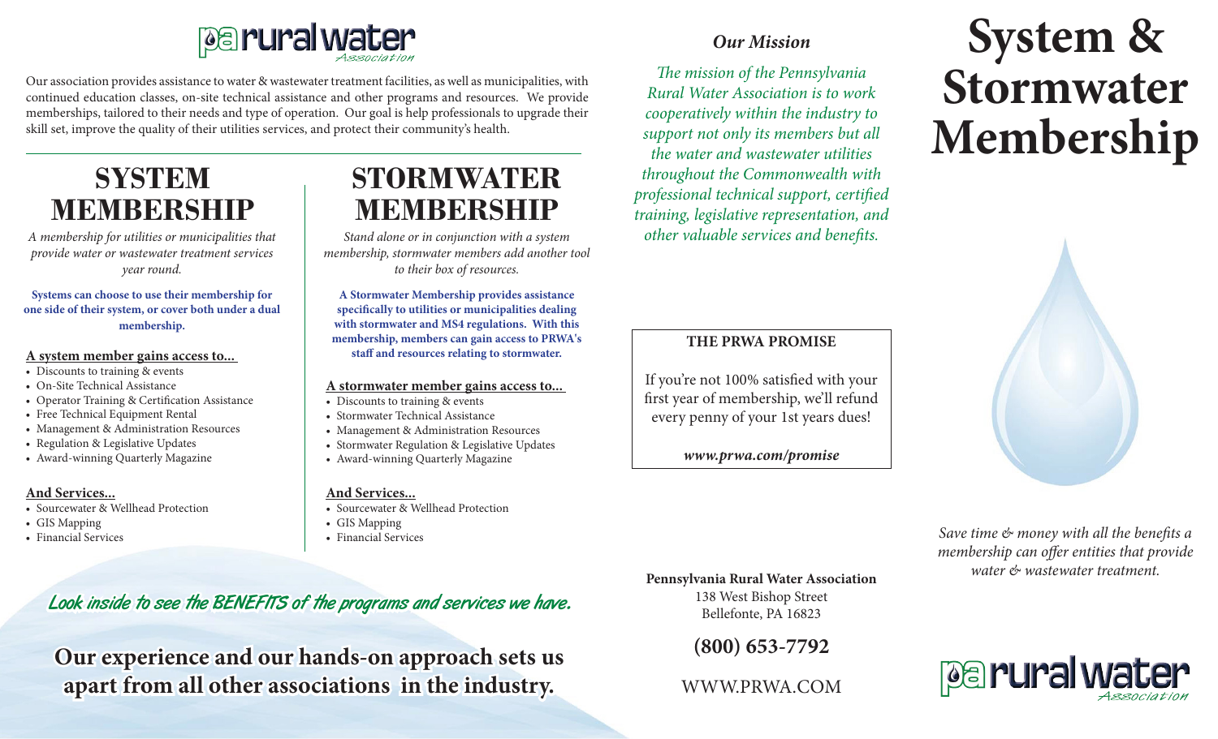pa rural water Association

Our association provides assistance to water & wastewater treatment facilities, as well as municipalities, with continued education classes, on-site technical assistance and other programs and resources. We provide memberships, tailored to their needs and type of operation. Our goal is help professionals to upgrade their skill set, improve the quality of their utilities services, and protect their community's health.

## SYSTEM MEMBERSHIP

*A membership for utilities or municipalities that provide water or wastewater treatment services year round.*

**Systems can choose to use their membership for one side of their system, or cover both under a dual membership.**

**A system member gains access to...**

- Discounts to training & events
- On-Site Technical Assistance
- Operator Training & Certification Assistance
- Free Technical Equipment Rental
- Management & Administration Resources
- Regulation & Legislative Updates
- Award-winning Quarterly Magazine

**And Services...**

- Sourcewater & Wellhead Protection
- GIS Mapping
- Financial Services

## STORMWATER MEMBERSHIP

*Stand alone or in conjunction with a system membership, stormwater members add another tool to their box of resources.*

**A Stormwater Membership provides assistance specifically to utilities or municipalities dealing with stormwater and MS4 regulations. With this membership, members can gain access to PRWA's staff and resources relating to stormwater.**

**A stormwater member gains access to...**

- Discounts to training & events
- Stormwater Technical Assistance
- Management & Administration Resources
- Stormwater Regulation & Legislative Updates
- Award-winning Quarterly Magazine

**And Services...**

- Sourcewater & Wellhead Protection
- GIS Mapping
- Financial Services

*Look inside to see the BENEFITS of the programs and services we have.*

**Our experience and our hands-on approach sets us apart from all other associations in the industry.**

### *Our Mission*

*The mission of the Pennsylvania Rural Water Association is to work cooperatively within the industry to support not only its members but all the water and wastewater utilities throughout the Commonwealth with professional technical support, certified training, legislative representation, and other valuable services and benefits.*

**THE PRWA PROMISE**

If you're not 100% satisfied with your first year of membership, we'll refund every penny of your 1st years dues!

***www.prwa.com/promise***

**Pennsylvania Rural Water Association**
138 West Bishop Street
Bellefonte, PA 16823

**(800) 653-7792**

WWW.PRWA.COM

# System & Stormwater Membership

*Save time & money with all the benefits a membership can offer entities that provide water & wastewater treatment.*

pa rural water Association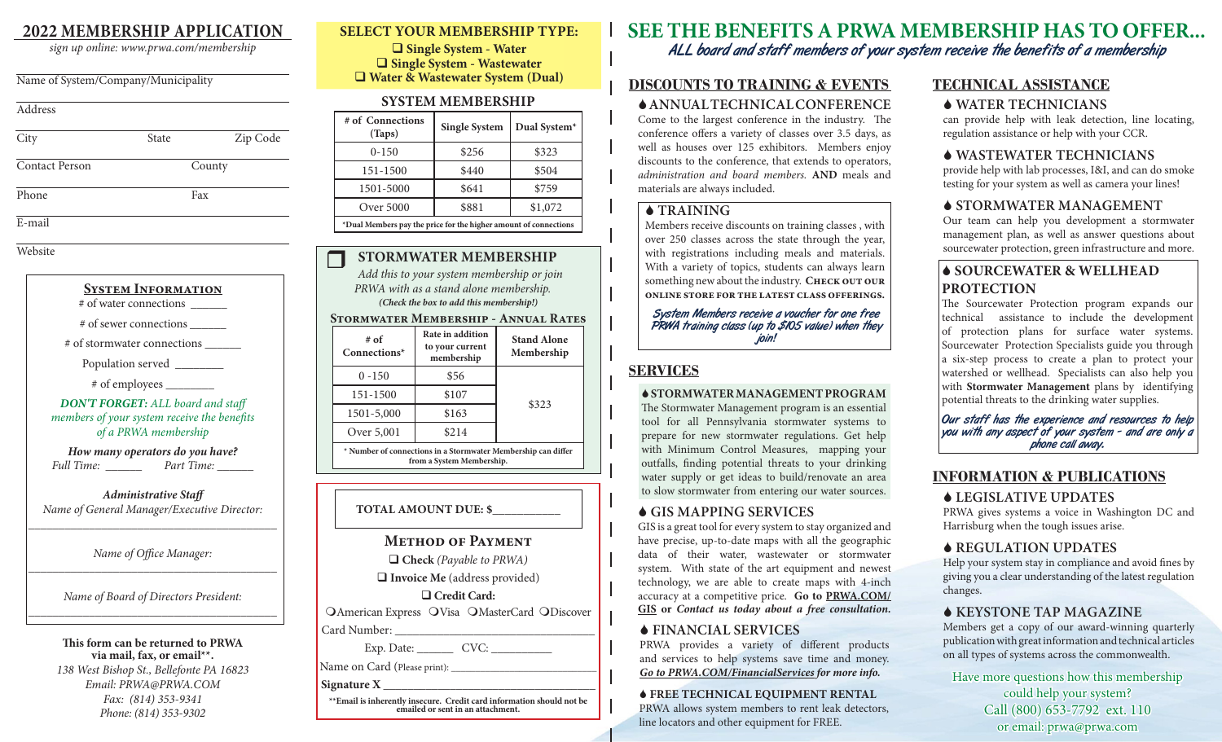## 2022 MEMBERSHIP APPLICATION

*sign up online: www.prwa.com/membership*

Name of System/Company/Municipality

Address

City　　State　　Zip Code

Contact Person　　County

Phone　　Fax

E-mail

Website

### System Information

\# of water connections ______

\# of sewer connections ______

\# of stormwater connections ______

Population served ________

\# of employees ________

***DON'T FORGET:** ALL board and staff members of your system receive the benefits of a PRWA membership*

***How many operators do you have?***

*Full Time:* ______ *Part Time:* ______

***Administrative Staff***

*Name of General Manager/Executive Director:*

*Name of Office Manager:*

*Name of Board of Directors President:*

**This form can be returned to PRWA via mail, fax, or email\*\*.**

*138 West Bishop St., Bellefonte PA 16823*

*Email: PRWA@PRWA.COM*

*Fax: (814) 353-9341*

*Phone: (814) 353-9302*

### SELECT YOUR MEMBERSHIP TYPE:

- ❑ **Single System - Water**
- ❑ **Single System - Wastewater**
- ❑ **Water & Wastewater System (Dual)**

### SYSTEM MEMBERSHIP

| # of Connections (Taps) | Single System | Dual System* |
|---|---|---|
| 0-150 | $256 | $323 |
| 151-1500 | $440 | $504 |
| 1501-5000 | $641 | $759 |
| Over 5000 | $881 | $1,072 |

*Dual Members pay the price for the higher amount of connections

### ❒ STORMWATER MEMBERSHIP

*Add this to your system membership or join PRWA with as a stand alone membership.*
***(Check the box to add this membership!)***

**Stormwater Membership - Annual Rates**

| # of Connections* | Rate in addition to your current membership | Stand Alone Membership |
|---|---|---|
| 0 -150 | $56 | $323 |
| 151-1500 | $107 | |
| 1501-5,000 | $163 | |
| Over 5,001 | $214 | |

\* Number of connections in a Stormwater Membership can differ from a System Membership.

**TOTAL AMOUNT DUE: $___________**

### Method of Payment

❑ **Check** *(Payable to PRWA)*

❑ **Invoice Me** (address provided)

❑ **Credit Card:**

❍American Express ❍Visa ❍MasterCard ❍Discover

Card Number: ________________________________

Exp. Date: ______ CVC: __________

Name on Card (Please print): ____________________

**Signature X** ____________________________

\*\*Email is inherently insecure. Credit card information should not be emailed or sent in an attachment.

# SEE THE BENEFITS A PRWA MEMBERSHIP HAS TO OFFER...

***ALL board and staff members of your system receive the benefits of a membership***

## DISCOUNTS TO TRAINING & EVENTS

### ANNUAL TECHNICAL CONFERENCE

Come to the largest conference in the industry. The conference offers a variety of classes over 3.5 days, as well as houses over 125 exhibitors. Members enjoy discounts to the conference, that extends to operators, *administration and board members.* **AND** meals and materials are always included.

### TRAINING

Members receive discounts on training classes , with over 250 classes across the state through the year, with registrations including meals and materials. With a variety of topics, students can always learn something new about the industry. **Check out our online store for the latest class offerings.**

***System Members receive a voucher for one free PRWA training class (up to $105 value) when they join!***

## SERVICES

### STORMWATER MANAGEMENT PROGRAM

The Stormwater Management program is an essential tool for all Pennsylvania stormwater systems to prepare for new stormwater regulations. Get help with Minimum Control Measures, mapping your outfalls, finding potential threats to your drinking water supply or get ideas to build/renovate an area to slow stormwater from entering our water sources.

### GIS MAPPING SERVICES

GIS is a great tool for every system to stay organized and have precise, up-to-date maps with all the geographic data of their water, wastewater or stormwater system. With state of the art equipment and newest technology, we are able to create maps with 4-inch accuracy at a competitive price. **Go to PRWA.COM/GIS or** ***Contact us today about a free consultation.***

### FINANCIAL SERVICES

PRWA provides a variety of different products and services to help systems save time and money. ***Go to PRWA.COM/FinancialServices for more info.***

### FREE TECHNICAL EQUIPMENT RENTAL

PRWA allows system members to rent leak detectors, line locators and other equipment for FREE.

## TECHNICAL ASSISTANCE

### WATER TECHNICIANS

can provide help with leak detection, line locating, regulation assistance or help with your CCR.

### WASTEWATER TECHNICIANS

provide help with lab processes, I&I, and can do smoke testing for your system as well as camera your lines!

### STORMWATER MANAGEMENT

Our team can help you development a stormwater management plan, as well as answer questions about sourcewater protection, green infrastructure and more.

### SOURCEWATER & WELLHEAD PROTECTION

The Sourcewater Protection program expands our technical assistance to include the development of protection plans for surface water systems. Sourcewater Protection Specialists guide you through a six-step process to create a plan to protect your watershed or wellhead. Specialists can also help you with **Stormwater Management** plans by identifying potential threats to the drinking water supplies.

***Our staff has the experience and resources to help you with any aspect of your system - and are only a phone call away.***

## INFORMATION & PUBLICATIONS

### LEGISLATIVE UPDATES

PRWA gives systems a voice in Washington DC and Harrisburg when the tough issues arise.

### REGULATION UPDATES

Help your system stay in compliance and avoid fines by giving you a clear understanding of the latest regulation changes.

### KEYSTONE TAP MAGAZINE

Members get a copy of our award-winning quarterly publication with great information and technical articles on all types of systems across the commonwealth.

Have more questions how this membership could help your system?
Call (800) 653-7792 ext. 110
or email: prwa@prwa.com